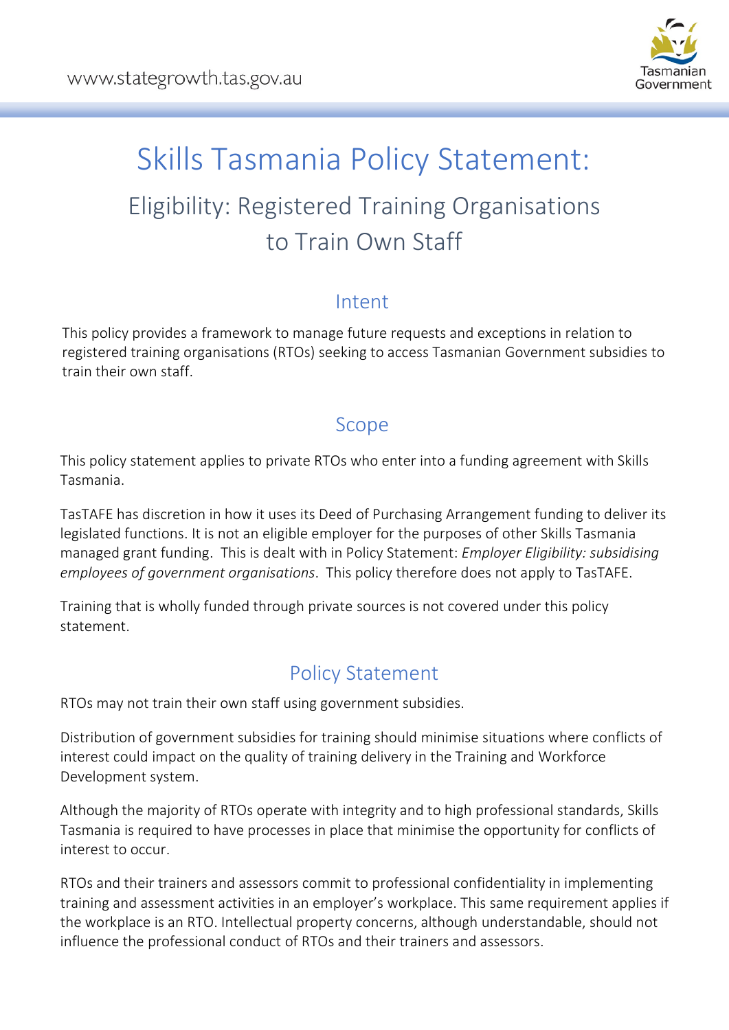# Skills Tasmania Policy Statement:

## Eligibility: Registered Training Organisations to Train Own Staff

### Intent

This policy provides a framework to manage future requests and exceptions in relation to registered training organisations (RTOs) seeking to access Tasmanian Government subsidies to train their own staff.

### Scope

This policy statement applies to private RTOs who enter into a funding agreement with Skills Tasmania.

TasTAFE has discretion in how it uses its Deed of Purchasing Arrangement funding to deliver its legislated functions. It is not an eligible employer for the purposes of other Skills Tasmania managed grant funding. This is dealt with in Policy Statement: *Employer Eligibility: subsidising employees of government organisations*. This policy therefore does not apply to TasTAFE.

Training that is wholly funded through private sources is not covered under this policy statement.

### Policy Statement

RTOs may not train their own staff using government subsidies.

Distribution of government subsidies for training should minimise situations where conflicts of interest could impact on the quality of training delivery in the Training and Workforce Development system.

Although the majority of RTOs operate with integrity and to high professional standards, Skills Tasmania is required to have processes in place that minimise the opportunity for conflicts of interest to occur.

RTOs and their trainers and assessors commit to professional confidentiality in implementing training and assessment activities in an employer's workplace. This same requirement applies if the workplace is an RTO. Intellectual property concerns, although understandable, should not influence the professional conduct of RTOs and their trainers and assessors.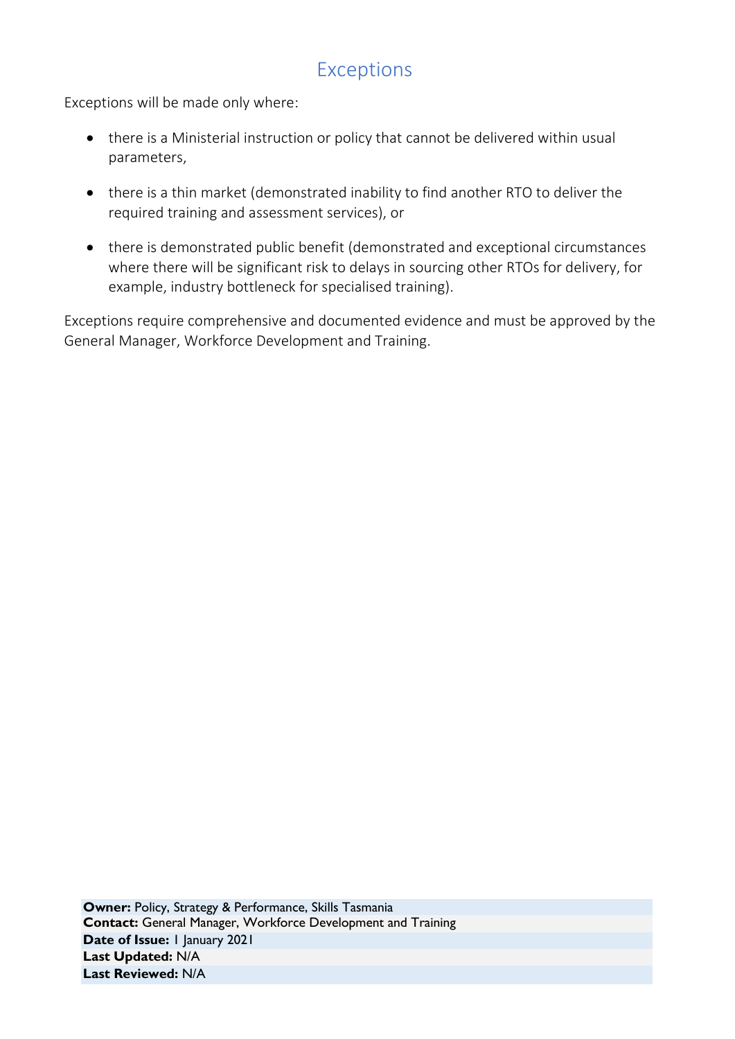## Exceptions

Exceptions will be made only where:

- there is a Ministerial instruction or policy that cannot be delivered within usual parameters,
- there is a thin market (demonstrated inability to find another RTO to deliver the required training and assessment services), or
- there is demonstrated public benefit (demonstrated and exceptional circumstances where there will be significant risk to delays in sourcing other RTOs for delivery, for example, industry bottleneck for specialised training).

Exceptions require comprehensive and documented evidence and must be approved by the General Manager, Workforce Development and Training.

**Owner:** Policy, Strategy & Performance, Skills Tasmania
**Contact:** General Manager, Workforce Development and Training
**Date of Issue:** 1 January 2021
**Last Updated:** N/A
**Last Reviewed:** N/A